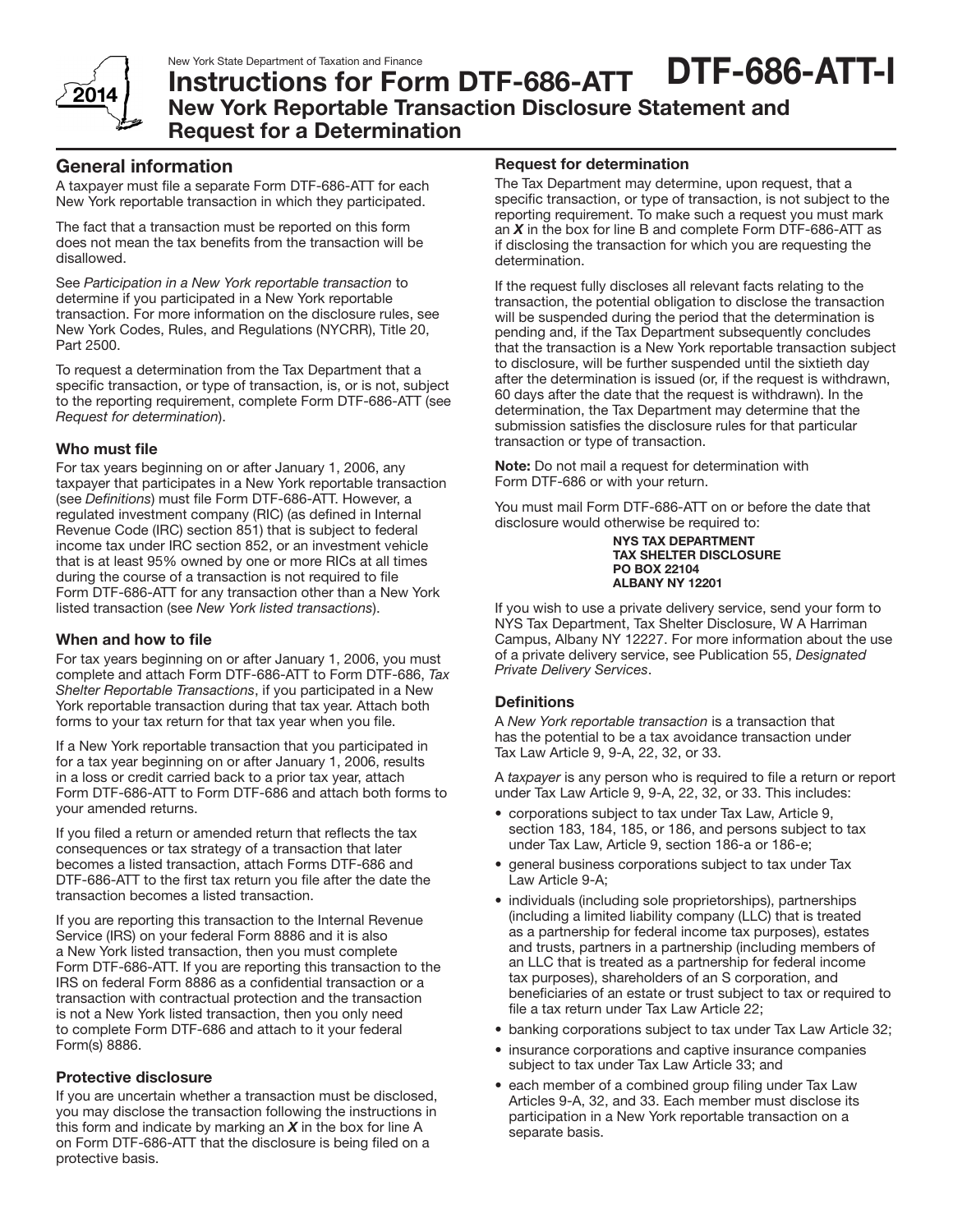New York State Department of Taxation and Finance

# Instructions for Form DTF-686-ATT

# DTF-686-ATT-I

## New York Reportable Transaction Disclosure Statement and Request for a Determination

2014

## General information

A taxpayer must file a separate Form DTF-686-ATT for each New York reportable transaction in which they participated.

The fact that a transaction must be reported on this form does not mean the tax benefits from the transaction will be disallowed.

See *Participation in a New York reportable transaction* to determine if you participated in a New York reportable transaction. For more information on the disclosure rules, see New York Codes, Rules, and Regulations (NYCRR), Title 20, Part 2500.

To request a determination from the Tax Department that a specific transaction, or type of transaction, is, or is not, subject to the reporting requirement, complete Form DTF-686-ATT (see *Request for determination*).

### Who must file

For tax years beginning on or after January 1, 2006, any taxpayer that participates in a New York reportable transaction (see *Definitions*) must file Form DTF-686-ATT. However, a regulated investment company (RIC) (as defined in Internal Revenue Code (IRC) section 851) that is subject to federal income tax under IRC section 852, or an investment vehicle that is at least 95% owned by one or more RICs at all times during the course of a transaction is not required to file Form DTF-686-ATT for any transaction other than a New York listed transaction (see *New York listed transactions*).

### When and how to file

For tax years beginning on or after January 1, 2006, you must complete and attach Form DTF-686-ATT to Form DTF-686, *Tax Shelter Reportable Transactions*, if you participated in a New York reportable transaction during that tax year. Attach both forms to your tax return for that tax year when you file.

If a New York reportable transaction that you participated in for a tax year beginning on or after January 1, 2006, results in a loss or credit carried back to a prior tax year, attach Form DTF-686-ATT to Form DTF-686 and attach both forms to your amended returns.

If you filed a return or amended return that reflects the tax consequences or tax strategy of a transaction that later becomes a listed transaction, attach Forms DTF-686 and DTF-686-ATT to the first tax return you file after the date the transaction becomes a listed transaction.

If you are reporting this transaction to the Internal Revenue Service (IRS) on your federal Form 8886 and it is also a New York listed transaction, then you must complete Form DTF-686-ATT. If you are reporting this transaction to the IRS on federal Form 8886 as a confidential transaction or a transaction with contractual protection and the transaction is not a New York listed transaction, then you only need to complete Form DTF-686 and attach to it your federal Form(s) 8886.

### Protective disclosure

If you are uncertain whether a transaction must be disclosed, you may disclose the transaction following the instructions in this form and indicate by marking an ***X*** in the box for line A on Form DTF-686-ATT that the disclosure is being filed on a protective basis.

### Request for determination

The Tax Department may determine, upon request, that a specific transaction, or type of transaction, is not subject to the reporting requirement. To make such a request you must mark an ***X*** in the box for line B and complete Form DTF-686-ATT as if disclosing the transaction for which you are requesting the determination.

If the request fully discloses all relevant facts relating to the transaction, the potential obligation to disclose the transaction will be suspended during the period that the determination is pending and, if the Tax Department subsequently concludes that the transaction is a New York reportable transaction subject to disclosure, will be further suspended until the sixtieth day after the determination is issued (or, if the request is withdrawn, 60 days after the date that the request is withdrawn). In the determination, the Tax Department may determine that the submission satisfies the disclosure rules for that particular transaction or type of transaction.

**Note:** Do not mail a request for determination with Form DTF-686 or with your return.

You must mail Form DTF-686-ATT on or before the date that disclosure would otherwise be required to:

**NYS TAX DEPARTMENT**
**TAX SHELTER DISCLOSURE**
**PO BOX 22104**
**ALBANY NY 12201**

If you wish to use a private delivery service, send your form to NYS Tax Department, Tax Shelter Disclosure, W A Harriman Campus, Albany NY 12227. For more information about the use of a private delivery service, see Publication 55, *Designated Private Delivery Services*.

### Definitions

A *New York reportable transaction* is a transaction that has the potential to be a tax avoidance transaction under Tax Law Article 9, 9-A, 22, 32, or 33.

A *taxpayer* is any person who is required to file a return or report under Tax Law Article 9, 9-A, 22, 32, or 33. This includes:

- corporations subject to tax under Tax Law, Article 9, section 183, 184, 185, or 186, and persons subject to tax under Tax Law, Article 9, section 186-a or 186-e;
- general business corporations subject to tax under Tax Law Article 9-A;
- individuals (including sole proprietorships), partnerships (including a limited liability company (LLC) that is treated as a partnership for federal income tax purposes), estates and trusts, partners in a partnership (including members of an LLC that is treated as a partnership for federal income tax purposes), shareholders of an S corporation, and beneficiaries of an estate or trust subject to tax or required to file a tax return under Tax Law Article 22;
- banking corporations subject to tax under Tax Law Article 32;
- insurance corporations and captive insurance companies subject to tax under Tax Law Article 33; and
- each member of a combined group filing under Tax Law Articles 9-A, 32, and 33. Each member must disclose its participation in a New York reportable transaction on a separate basis.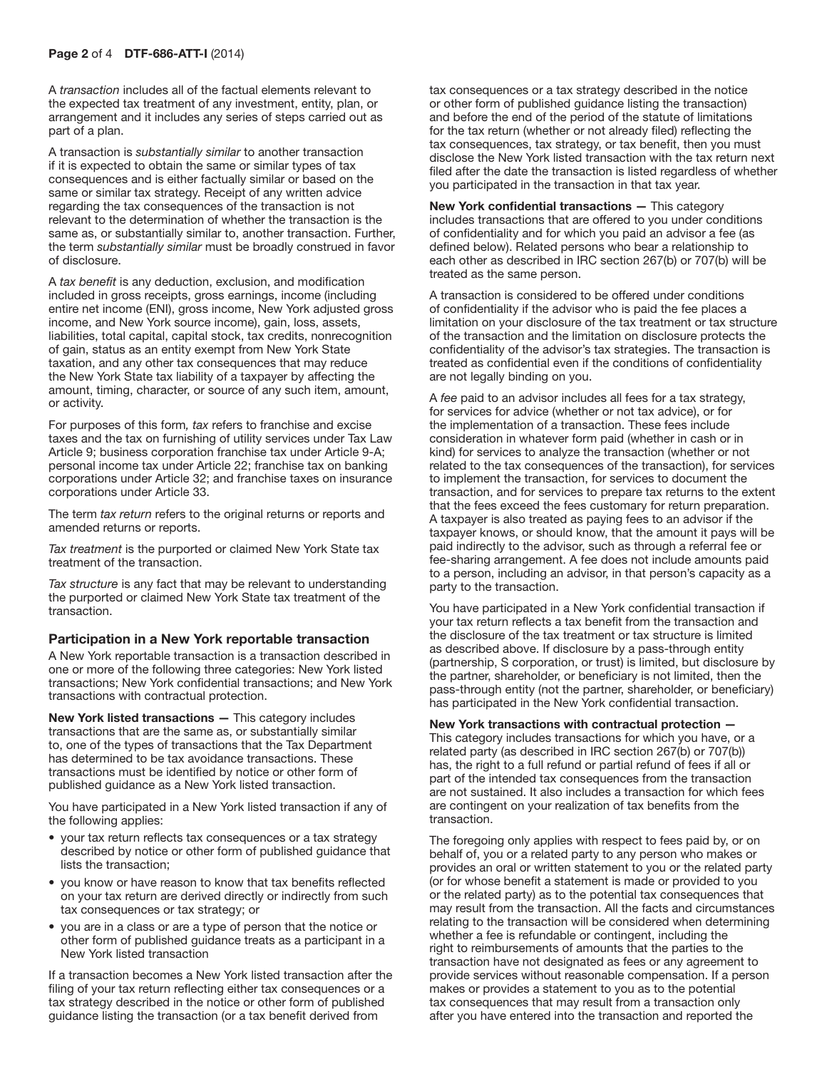A *transaction* includes all of the factual elements relevant to the expected tax treatment of any investment, entity, plan, or arrangement and it includes any series of steps carried out as part of a plan.

A transaction is *substantially similar* to another transaction if it is expected to obtain the same or similar types of tax consequences and is either factually similar or based on the same or similar tax strategy. Receipt of any written advice regarding the tax consequences of the transaction is not relevant to the determination of whether the transaction is the same as, or substantially similar to, another transaction. Further, the term *substantially similar* must be broadly construed in favor of disclosure.

A *tax benefit* is any deduction, exclusion, and modification included in gross receipts, gross earnings, income (including entire net income (ENI), gross income, New York adjusted gross income, and New York source income), gain, loss, assets, liabilities, total capital, capital stock, tax credits, nonrecognition of gain, status as an entity exempt from New York State taxation, and any other tax consequences that may reduce the New York State tax liability of a taxpayer by affecting the amount, timing, character, or source of any such item, amount, or activity.

For purposes of this form*, tax* refers to franchise and excise taxes and the tax on furnishing of utility services under Tax Law Article 9; business corporation franchise tax under Article 9-A; personal income tax under Article 22; franchise tax on banking corporations under Article 32; and franchise taxes on insurance corporations under Article 33.

The term *tax return* refers to the original returns or reports and amended returns or reports.

*Tax treatment* is the purported or claimed New York State tax treatment of the transaction.

*Tax structure* is any fact that may be relevant to understanding the purported or claimed New York State tax treatment of the transaction.

## Participation in a New York reportable transaction

A New York reportable transaction is a transaction described in one or more of the following three categories: New York listed transactions; New York confidential transactions; and New York transactions with contractual protection.

**New York listed transactions —** This category includes transactions that are the same as, or substantially similar to, one of the types of transactions that the Tax Department has determined to be tax avoidance transactions. These transactions must be identified by notice or other form of published guidance as a New York listed transaction.

You have participated in a New York listed transaction if any of the following applies:

- your tax return reflects tax consequences or a tax strategy described by notice or other form of published guidance that lists the transaction;
- you know or have reason to know that tax benefits reflected on your tax return are derived directly or indirectly from such tax consequences or tax strategy; or
- you are in a class or are a type of person that the notice or other form of published guidance treats as a participant in a New York listed transaction

If a transaction becomes a New York listed transaction after the filing of your tax return reflecting either tax consequences or a tax strategy described in the notice or other form of published guidance listing the transaction (or a tax benefit derived from tax consequences or a tax strategy described in the notice or other form of published guidance listing the transaction) and before the end of the period of the statute of limitations for the tax return (whether or not already filed) reflecting the tax consequences, tax strategy, or tax benefit, then you must disclose the New York listed transaction with the tax return next filed after the date the transaction is listed regardless of whether you participated in the transaction in that tax year.

**New York confidential transactions —** This category includes transactions that are offered to you under conditions of confidentiality and for which you paid an advisor a fee (as defined below). Related persons who bear a relationship to each other as described in IRC section 267(b) or 707(b) will be treated as the same person.

A transaction is considered to be offered under conditions of confidentiality if the advisor who is paid the fee places a limitation on your disclosure of the tax treatment or tax structure of the transaction and the limitation on disclosure protects the confidentiality of the advisor's tax strategies. The transaction is treated as confidential even if the conditions of confidentiality are not legally binding on you.

A *fee* paid to an advisor includes all fees for a tax strategy, for services for advice (whether or not tax advice), or for the implementation of a transaction. These fees include consideration in whatever form paid (whether in cash or in kind) for services to analyze the transaction (whether or not related to the tax consequences of the transaction), for services to implement the transaction, for services to document the transaction, and for services to prepare tax returns to the extent that the fees exceed the fees customary for return preparation. A taxpayer is also treated as paying fees to an advisor if the taxpayer knows, or should know, that the amount it pays will be paid indirectly to the advisor, such as through a referral fee or fee-sharing arrangement. A fee does not include amounts paid to a person, including an advisor, in that person's capacity as a party to the transaction.

You have participated in a New York confidential transaction if your tax return reflects a tax benefit from the transaction and the disclosure of the tax treatment or tax structure is limited as described above. If disclosure by a pass-through entity (partnership, S corporation, or trust) is limited, but disclosure by the partner, shareholder, or beneficiary is not limited, then the pass-through entity (not the partner, shareholder, or beneficiary) has participated in the New York confidential transaction.

**New York transactions with contractual protection —** This category includes transactions for which you have, or a related party (as described in IRC section 267(b) or 707(b)) has, the right to a full refund or partial refund of fees if all or part of the intended tax consequences from the transaction are not sustained. It also includes a transaction for which fees are contingent on your realization of tax benefits from the transaction.

The foregoing only applies with respect to fees paid by, or on behalf of, you or a related party to any person who makes or provides an oral or written statement to you or the related party (or for whose benefit a statement is made or provided to you or the related party) as to the potential tax consequences that may result from the transaction. All the facts and circumstances relating to the transaction will be considered when determining whether a fee is refundable or contingent, including the right to reimbursements of amounts that the parties to the transaction have not designated as fees or any agreement to provide services without reasonable compensation. If a person makes or provides a statement to you as to the potential tax consequences that may result from a transaction only after you have entered into the transaction and reported the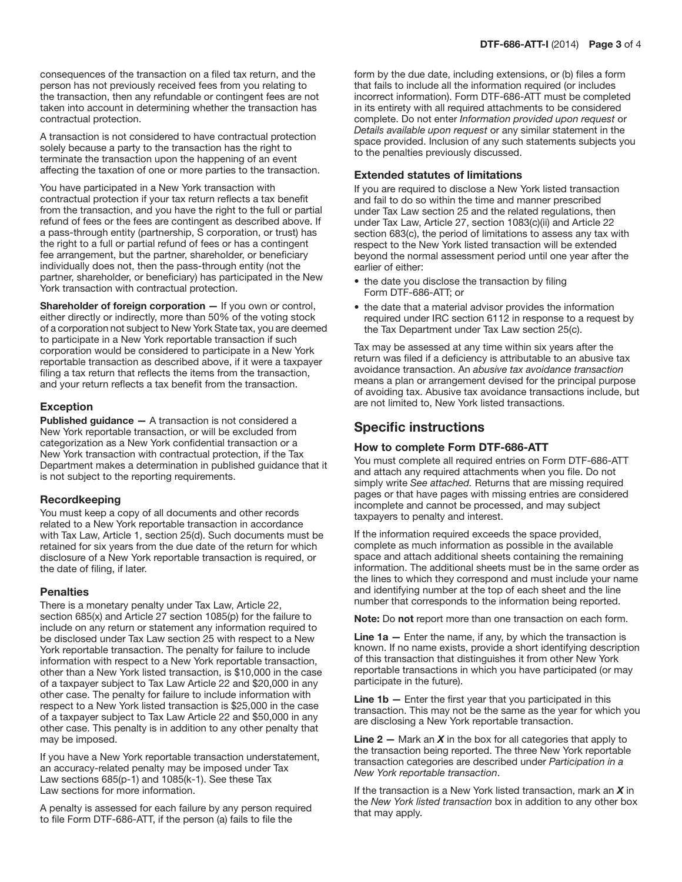consequences of the transaction on a filed tax return, and the person has not previously received fees from you relating to the transaction, then any refundable or contingent fees are not taken into account in determining whether the transaction has contractual protection.

A transaction is not considered to have contractual protection solely because a party to the transaction has the right to terminate the transaction upon the happening of an event affecting the taxation of one or more parties to the transaction.

You have participated in a New York transaction with contractual protection if your tax return reflects a tax benefit from the transaction, and you have the right to the full or partial refund of fees or the fees are contingent as described above. If a pass-through entity (partnership, S corporation, or trust) has the right to a full or partial refund of fees or has a contingent fee arrangement, but the partner, shareholder, or beneficiary individually does not, then the pass-through entity (not the partner, shareholder, or beneficiary) has participated in the New York transaction with contractual protection.

**Shareholder of foreign corporation —** If you own or control, either directly or indirectly, more than 50% of the voting stock of a corporation not subject to New York State tax, you are deemed to participate in a New York reportable transaction if such corporation would be considered to participate in a New York reportable transaction as described above, if it were a taxpayer filing a tax return that reflects the items from the transaction, and your return reflects a tax benefit from the transaction.

### Exception

**Published guidance —** A transaction is not considered a New York reportable transaction, or will be excluded from categorization as a New York confidential transaction or a New York transaction with contractual protection, if the Tax Department makes a determination in published guidance that it is not subject to the reporting requirements.

### Recordkeeping

You must keep a copy of all documents and other records related to a New York reportable transaction in accordance with Tax Law, Article 1, section 25(d). Such documents must be retained for six years from the due date of the return for which disclosure of a New York reportable transaction is required, or the date of filing, if later.

### Penalties

There is a monetary penalty under Tax Law, Article 22, section 685(x) and Article 27 section 1085(p) for the failure to include on any return or statement any information required to be disclosed under Tax Law section 25 with respect to a New York reportable transaction. The penalty for failure to include information with respect to a New York reportable transaction, other than a New York listed transaction, is $10,000 in the case of a taxpayer subject to Tax Law Article 22 and $20,000 in any other case. The penalty for failure to include information with respect to a New York listed transaction is $25,000 in the case of a taxpayer subject to Tax Law Article 22 and $50,000 in any other case. This penalty is in addition to any other penalty that may be imposed.

If you have a New York reportable transaction understatement, an accuracy-related penalty may be imposed under Tax Law sections 685(p-1) and 1085(k-1). See these Tax Law sections for more information.

A penalty is assessed for each failure by any person required to file Form DTF-686-ATT, if the person (a) fails to file the form by the due date, including extensions, or (b) files a form that fails to include all the information required (or includes incorrect information). Form DTF-686-ATT must be completed in its entirety with all required attachments to be considered complete. Do not enter *Information provided upon request* or *Details available upon request* or any similar statement in the space provided. Inclusion of any such statements subjects you to the penalties previously discussed.

### Extended statutes of limitations

If you are required to disclose a New York listed transaction and fail to do so within the time and manner prescribed under Tax Law section 25 and the related regulations, then under Tax Law, Article 27, section 1083(c)(ii) and Article 22 section 683(c), the period of limitations to assess any tax with respect to the New York listed transaction will be extended beyond the normal assessment period until one year after the earlier of either:

- the date you disclose the transaction by filing Form DTF-686-ATT; or
- the date that a material advisor provides the information required under IRC section 6112 in response to a request by the Tax Department under Tax Law section 25(c).

Tax may be assessed at any time within six years after the return was filed if a deficiency is attributable to an abusive tax avoidance transaction. An *abusive tax avoidance transaction* means a plan or arrangement devised for the principal purpose of avoiding tax. Abusive tax avoidance transactions include, but are not limited to, New York listed transactions.

## Specific instructions

### How to complete Form DTF-686-ATT

You must complete all required entries on Form DTF-686-ATT and attach any required attachments when you file. Do not simply write *See attached.* Returns that are missing required pages or that have pages with missing entries are considered incomplete and cannot be processed, and may subject taxpayers to penalty and interest.

If the information required exceeds the space provided, complete as much information as possible in the available space and attach additional sheets containing the remaining information. The additional sheets must be in the same order as the lines to which they correspond and must include your name and identifying number at the top of each sheet and the line number that corresponds to the information being reported.

**Note:** Do **not** report more than one transaction on each form.

**Line 1a —** Enter the name, if any, by which the transaction is known. If no name exists, provide a short identifying description of this transaction that distinguishes it from other New York reportable transactions in which you have participated (or may participate in the future).

**Line 1b —** Enter the first year that you participated in this transaction. This may not be the same as the year for which you are disclosing a New York reportable transaction.

**Line 2 —** Mark an ***X*** in the box for all categories that apply to the transaction being reported. The three New York reportable transaction categories are described under *Participation in a New York reportable transaction*.

If the transaction is a New York listed transaction, mark an ***X*** in the *New York listed transaction* box in addition to any other box that may apply.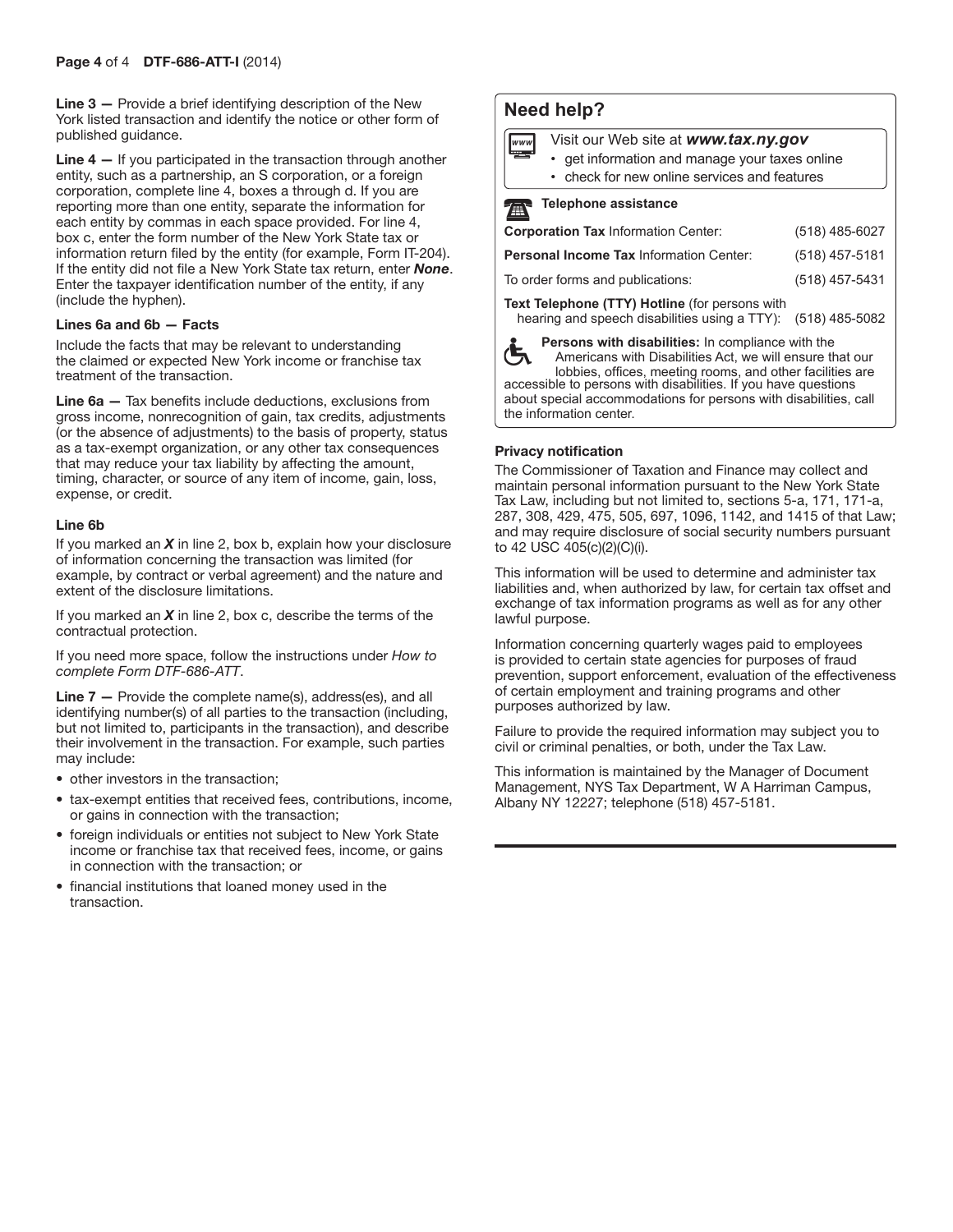**Line 3 —** Provide a brief identifying description of the New York listed transaction and identify the notice or other form of published guidance.

**Line 4 —** If you participated in the transaction through another entity, such as a partnership, an S corporation, or a foreign corporation, complete line 4, boxes a through d. If you are reporting more than one entity, separate the information for each entity by commas in each space provided. For line 4, box c, enter the form number of the New York State tax or information return filed by the entity (for example, Form IT-204). If the entity did not file a New York State tax return, enter ***None***. Enter the taxpayer identification number of the entity, if any (include the hyphen).

**Lines 6a and 6b — Facts**

Include the facts that may be relevant to understanding the claimed or expected New York income or franchise tax treatment of the transaction.

**Line 6a —** Tax benefits include deductions, exclusions from gross income, nonrecognition of gain, tax credits, adjustments (or the absence of adjustments) to the basis of property, status as a tax-exempt organization, or any other tax consequences that may reduce your tax liability by affecting the amount, timing, character, or source of any item of income, gain, loss, expense, or credit.

**Line 6b**

If you marked an ***X*** in line 2, box b, explain how your disclosure of information concerning the transaction was limited (for example, by contract or verbal agreement) and the nature and extent of the disclosure limitations.

If you marked an ***X*** in line 2, box c, describe the terms of the contractual protection.

If you need more space, follow the instructions under *How to complete Form DTF-686-ATT*.

**Line 7 —** Provide the complete name(s), address(es), and all identifying number(s) of all parties to the transaction (including, but not limited to, participants in the transaction), and describe their involvement in the transaction. For example, such parties may include:

- other investors in the transaction;
- tax-exempt entities that received fees, contributions, income, or gains in connection with the transaction;
- foreign individuals or entities not subject to New York State income or franchise tax that received fees, income, or gains in connection with the transaction; or
- financial institutions that loaned money used in the transaction.

## Need help?

Visit our Web site at ***www.tax.ny.gov***
- get information and manage your taxes online
- check for new online services and features

**Telephone assistance**

| | |
|---|---|
| **Corporation Tax** Information Center: | (518) 485-6027 |
| **Personal Income Tax** Information Center: | (518) 457-5181 |
| To order forms and publications: | (518) 457-5431 |
| **Text Telephone (TTY) Hotline** (for persons with hearing and speech disabilities using a TTY): | (518) 485-5082 |

**Persons with disabilities:** In compliance with the Americans with Disabilities Act, we will ensure that our lobbies, offices, meeting rooms, and other facilities are accessible to persons with disabilities. If you have questions about special accommodations for persons with disabilities, call the information center.

**Privacy notification**

The Commissioner of Taxation and Finance may collect and maintain personal information pursuant to the New York State Tax Law, including but not limited to, sections 5-a, 171, 171-a, 287, 308, 429, 475, 505, 697, 1096, 1142, and 1415 of that Law; and may require disclosure of social security numbers pursuant to 42 USC 405(c)(2)(C)(i).

This information will be used to determine and administer tax liabilities and, when authorized by law, for certain tax offset and exchange of tax information programs as well as for any other lawful purpose.

Information concerning quarterly wages paid to employees is provided to certain state agencies for purposes of fraud prevention, support enforcement, evaluation of the effectiveness of certain employment and training programs and other purposes authorized by law.

Failure to provide the required information may subject you to civil or criminal penalties, or both, under the Tax Law.

This information is maintained by the Manager of Document Management, NYS Tax Department, W A Harriman Campus, Albany NY 12227; telephone (518) 457-5181.